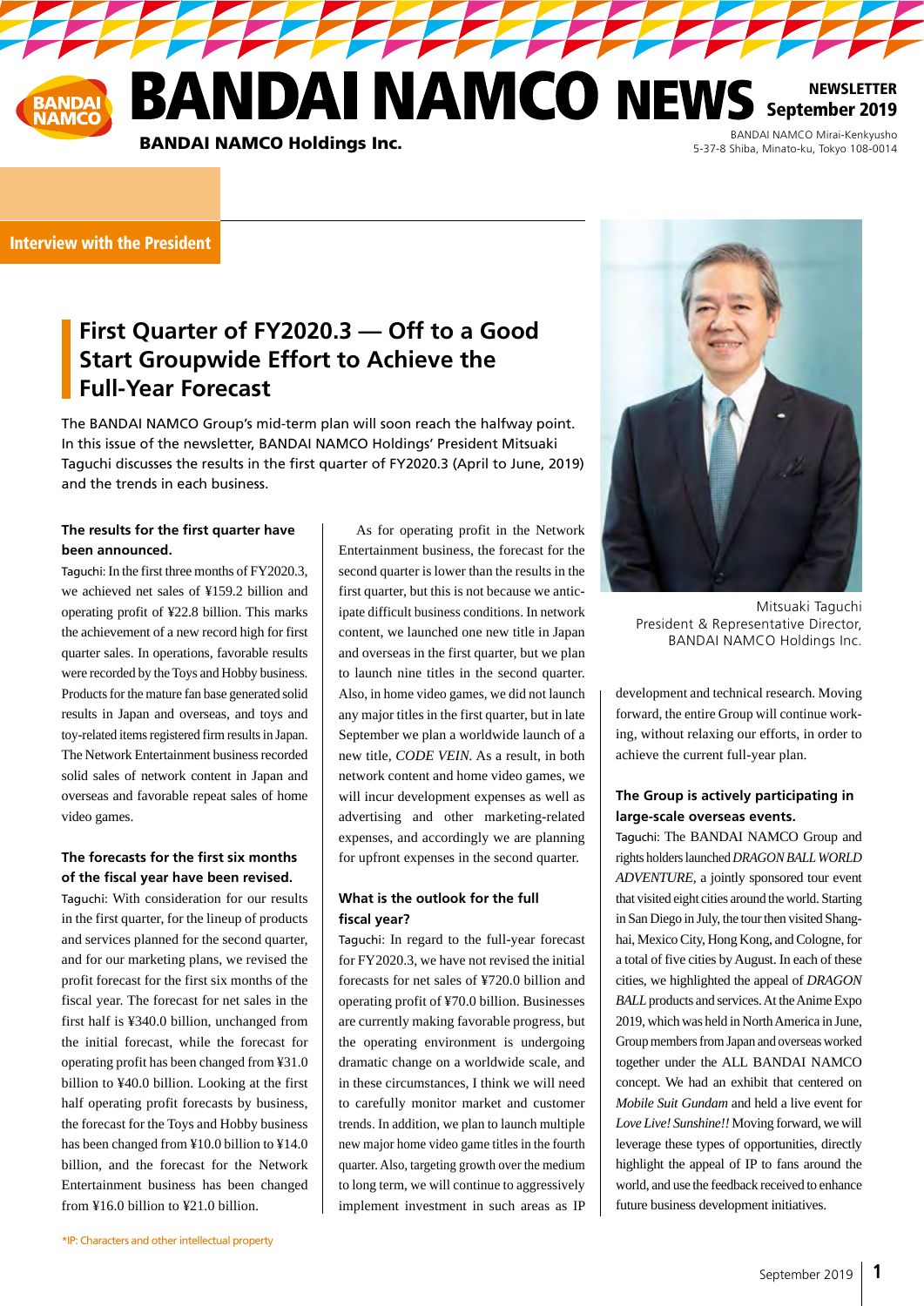# BANDAI NAMCO NEWS

NEWSLETTER
September 2019

BANDAI NAMCO Holdings Inc.

BANDAI NAMCO Mirai-Kenkyusho
5-37-8 Shiba, Minato-ku, Tokyo 108-0014

**Interview with the President**

## First Quarter of FY2020.3 — Off to a Good Start Groupwide Effort to Achieve the Full-Year Forecast

The BANDAI NAMCO Group's mid-term plan will soon reach the halfway point. In this issue of the newsletter, BANDAI NAMCO Holdings' President Mitsuaki Taguchi discusses the results in the first quarter of FY2020.3 (April to June, 2019) and the trends in each business.

Mitsuaki Taguchi
President & Representative Director,
BANDAI NAMCO Holdings Inc.

### The results for the first quarter have been announced.

Taguchi: In the first three months of FY2020.3, we achieved net sales of ¥159.2 billion and operating profit of ¥22.8 billion. This marks the achievement of a new record high for first quarter sales. In operations, favorable results were recorded by the Toys and Hobby business. Products for the mature fan base generated solid results in Japan and overseas, and toys and toy-related items registered firm results in Japan. The Network Entertainment business recorded solid sales of network content in Japan and overseas and favorable repeat sales of home video games.

### The forecasts for the first six months of the fiscal year have been revised.

Taguchi: With consideration for our results in the first quarter, for the lineup of products and services planned for the second quarter, and for our marketing plans, we revised the profit forecast for the first six months of the fiscal year. The forecast for net sales in the first half is ¥340.0 billion, unchanged from the initial forecast, while the forecast for operating profit has been changed from ¥31.0 billion to ¥40.0 billion. Looking at the first half operating profit forecasts by business, the forecast for the Toys and Hobby business has been changed from ¥10.0 billion to ¥14.0 billion, and the forecast for the Network Entertainment business has been changed from ¥16.0 billion to ¥21.0 billion.

As for operating profit in the Network Entertainment business, the forecast for the second quarter is lower than the results in the first quarter, but this is not because we anticipate difficult business conditions. In network content, we launched one new title in Japan and overseas in the first quarter, but we plan to launch nine titles in the second quarter. Also, in home video games, we did not launch any major titles in the first quarter, but in late September we plan a worldwide launch of a new title, *CODE VEIN*. As a result, in both network content and home video games, we will incur development expenses as well as advertising and other marketing-related expenses, and accordingly we are planning for upfront expenses in the second quarter.

### What is the outlook for the full fiscal year?

Taguchi: In regard to the full-year forecast for FY2020.3, we have not revised the initial forecasts for net sales of ¥720.0 billion and operating profit of ¥70.0 billion. Businesses are currently making favorable progress, but the operating environment is undergoing dramatic change on a worldwide scale, and in these circumstances, I think we will need to carefully monitor market and customer trends. In addition, we plan to launch multiple new major home video game titles in the fourth quarter. Also, targeting growth over the medium to long term, we will continue to aggressively implement investment in such areas as IP development and technical research. Moving forward, the entire Group will continue working, without relaxing our efforts, in order to achieve the current full-year plan.

### The Group is actively participating in large-scale overseas events.

Taguchi: The BANDAI NAMCO Group and rights holders launched *DRAGON BALL WORLD ADVENTURE*, a jointly sponsored tour event that visited eight cities around the world. Starting in San Diego in July, the tour then visited Shanghai, Mexico City, Hong Kong, and Cologne, for a total of five cities by August. In each of these cities, we highlighted the appeal of *DRAGON BALL* products and services. At the Anime Expo 2019, which was held in North America in June, Group members from Japan and overseas worked together under the ALL BANDAI NAMCO concept. We had an exhibit that centered on *Mobile Suit Gundam* and held a live event for *Love Live! Sunshine!!* Moving forward, we will leverage these types of opportunities, directly highlight the appeal of IP to fans around the world, and use the feedback received to enhance future business development initiatives.

*IP: Characters and other intellectual property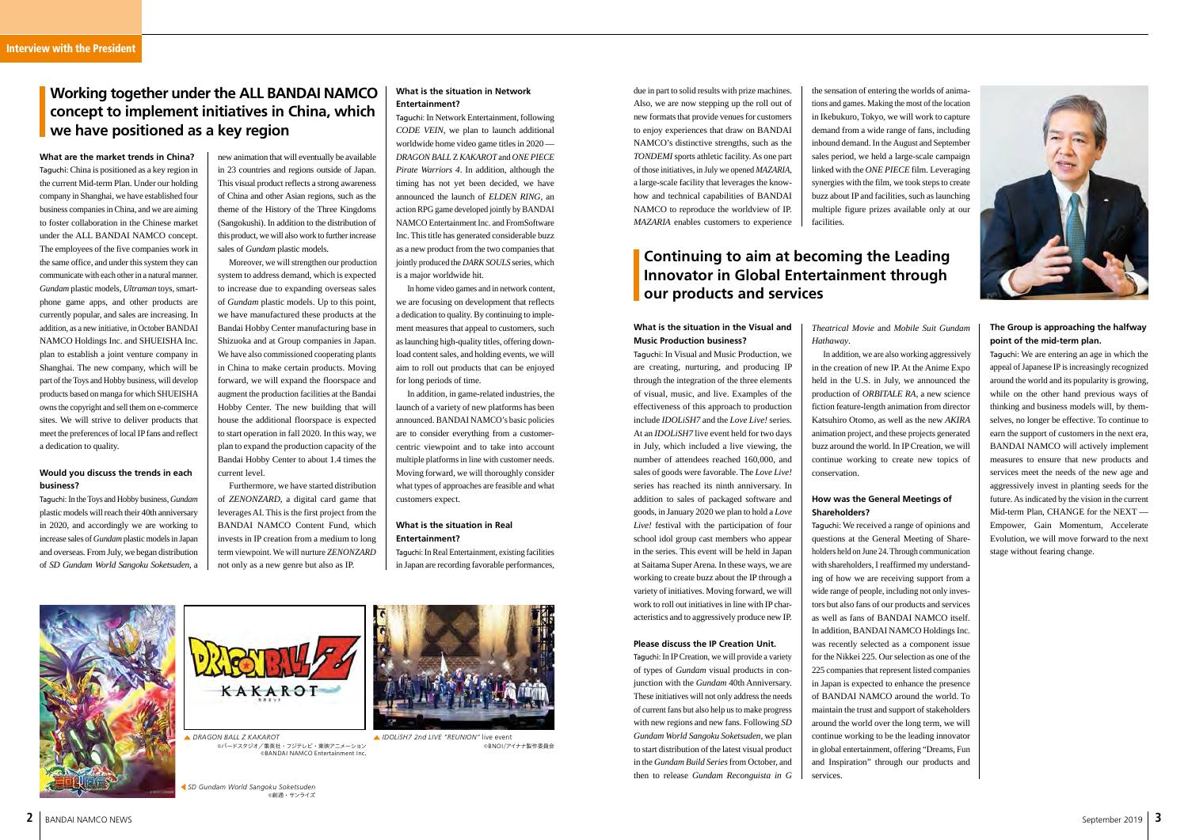Interview with the President

## Working together under the ALL BANDAI NAMCO concept to implement initiatives in China, which we have positioned as a key region

### What are the market trends in China?

Taguchi: China is positioned as a key region in the current Mid-term Plan. Under our holding company in Shanghai, we have established four business companies in China, and we are aiming to foster collaboration in the Chinese market under the ALL BANDAI NAMCO concept. The employees of the five companies work in the same office, and under this system they can communicate with each other in a natural manner. *Gundam* plastic models, *Ultraman* toys, smartphone game apps, and other products are currently popular, and sales are increasing. In addition, as a new initiative, in October BANDAI NAMCO Holdings Inc. and SHUEISHA Inc. plan to establish a joint venture company in Shanghai. The new company, which will be part of the Toys and Hobby business, will develop products based on manga for which SHUEISHA owns the copyright and sell them on e-commerce sites. We will strive to deliver products that meet the preferences of local IP fans and reflect a dedication to quality.

### Would you discuss the trends in each business?

Taguchi: In the Toys and Hobby business, *Gundam* plastic models will reach their 40th anniversary in 2020, and accordingly we are working to increase sales of *Gundam* plastic models in Japan and overseas. From July, we began distribution of *SD Gundam World Sangoku Soketsuden*, a new animation that will eventually be available in 23 countries and regions outside of Japan. This visual product reflects a strong awareness of China and other Asian regions, such as the theme of the History of the Three Kingdoms (Sangokushi). In addition to the distribution of this product, we will also work to further increase sales of *Gundam* plastic models.

Moreover, we will strengthen our production system to address demand, which is expected to increase due to expanding overseas sales of *Gundam* plastic models. Up to this point, we have manufactured these products at the Bandai Hobby Center manufacturing base in Shizuoka and at Group companies in Japan. We have also commissioned cooperating plants in China to make certain products. Moving forward, we will expand the floorspace and augment the production facilities at the Bandai Hobby Center. The new building that will house the additional floorspace is expected to start operation in fall 2020. In this way, we plan to expand the production capacity of the Bandai Hobby Center to about 1.4 times the current level.

Furthermore, we have started distribution of *ZENONZARD*, a digital card game that leverages AI. This is the first project from the BANDAI NAMCO Content Fund, which invests in IP creation from a medium to long term viewpoint. We will nurture *ZENONZARD* not only as a new genre but also as IP.

### What is the situation in Network Entertainment?

Taguchi: In Network Entertainment, following *CODE VEIN*, we plan to launch additional worldwide home video game titles in 2020 — *DRAGON BALL Z KAKAROT* and *ONE PIECE Pirate Warriors 4*. In addition, although the timing has not yet been decided, we have announced the launch of *ELDEN RING*, an action RPG game developed jointly by BANDAI NAMCO Entertainment Inc. and FromSoftware Inc. This title has generated considerable buzz as a new product from the two companies that jointly produced the *DARK SOULS* series, which is a major worldwide hit.

In home video games and in network content, we are focusing on development that reflects a dedication to quality. By continuing to implement measures that appeal to customers, such as launching high-quality titles, offering download content sales, and holding events, we will aim to roll out products that can be enjoyed for long periods of time.

In addition, in game-related industries, the launch of a variety of new platforms has been announced. BANDAI NAMCO's basic policies are to consider everything from a customer-centric viewpoint and to take into account multiple platforms in line with customer needs. Moving forward, we will thoroughly consider what types of approaches are feasible and what customers expect.

### What is the situation in Real Entertainment?

Taguchi: In Real Entertainment, existing facilities in Japan are recording favorable performances, due in part to solid results with prize machines. Also, we are now stepping up the roll out of new formats that provide venues for customers to enjoy experiences that draw on BANDAI NAMCO's distinctive strengths, such as the *TONDEMI* sports athletic facility. As one part of those initiatives, in July we opened *MAZARIA*, a large-scale facility that leverages the know-how and technical capabilities of BANDAI NAMCO to reproduce the worldview of IP. *MAZARIA* enables customers to experience the sensation of entering the worlds of animations and games. Making the most of the location in Ikebukuro, Tokyo, we will work to capture demand from a wide range of fans, including inbound demand. In the August and September sales period, we held a large-scale campaign linked with the *ONE PIECE* film. Leveraging synergies with the film, we took steps to create buzz about IP and facilities, such as launching multiple figure prizes available only at our facilities.

▲ *DRAGON BALL Z KAKAROT*
©バードスタジオ／集英社・フジテレビ・東映アニメーション
©BANDAI NAMCO Entertainment Inc.

▲ *IDOLiSH7 2nd LIVE "REUNION"* live event
©BNOI/アイナナ製作委員会

◀ *SD Gundam World Sangoku Soketsuden*
©創通・サンライズ

## Continuing to aim at becoming the Leading Innovator in Global Entertainment through our products and services

### What is the situation in the Visual and Music Production business?

Taguchi: In Visual and Music Production, we are creating, nurturing, and producing IP through the integration of the three elements of visual, music, and live. Examples of the effectiveness of this approach to production include *IDOLiSH7* and the *Love Live!* series. At an *IDOLiSH7* live event held for two days in July, which included a live viewing, the number of attendees reached 160,000, and sales of goods were favorable. The *Love Live!* series has reached its ninth anniversary. In addition to sales of packaged software and goods, in January 2020 we plan to hold a *Love Live!* festival with the participation of four school idol group cast members who appear in the series. This event will be held in Japan at Saitama Super Arena. In these ways, we are working to create buzz about the IP through a variety of initiatives. Moving forward, we will work to roll out initiatives in line with IP characteristics and to aggressively produce new IP.

### Please discuss the IP Creation Unit.

Taguchi: In IP Creation, we will provide a variety of types of *Gundam* visual products in conjunction with the *Gundam* 40th Anniversary. These initiatives will not only address the needs of current fans but also help us to make progress with new regions and new fans. Following *SD Gundam World Sangoku Soketsuden*, we plan to start distribution of the latest visual product in the *Gundam Build Series* from October, and then to release *Gundam Reconguista in G Theatrical Movie* and *Mobile Suit Gundam Hathaway*.

In addition, we are also working aggressively in the creation of new IP. At the Anime Expo held in the U.S. in July, we announced the production of *ORBITALE RA*, a new science fiction feature-length animation from director Katsuhiro Otomo, as well as the new *AKIRA* animation project, and these projects generated buzz around the world. In IP Creation, we will continue working to create new topics of conservation.

### How was the General Meetings of Shareholders?

Taguchi: We received a range of opinions and questions at the General Meeting of Shareholders held on June 24. Through communication with shareholders, I reaffirmed my understanding of how we are receiving support from a wide range of people, including not only investors but also fans of our products and services as well as fans of BANDAI NAMCO itself. In addition, BANDAI NAMCO Holdings Inc. was recently selected as a component issue for the Nikkei 225. Our selection as one of the 225 companies that represent listed companies in Japan is expected to enhance the presence of BANDAI NAMCO around the world. To maintain the trust and support of stakeholders around the world over the long term, we will continue working to be the leading innovator in global entertainment, offering "Dreams, Fun and Inspiration" through our products and services.

### The Group is approaching the halfway point of the mid-term plan.

Taguchi: We are entering an age in which the appeal of Japanese IP is increasingly recognized around the world and its popularity is growing, while on the other hand previous ways of thinking and business models will, by themselves, no longer be effective. To continue to earn the support of customers in the next era, BANDAI NAMCO will actively implement measures to ensure that new products and services meet the needs of the new age and aggressively invest in planting seeds for the future. As indicated by the vision in the current Mid-term Plan, CHANGE for the NEXT — Empower, Gain Momentum, Accelerate Evolution, we will move forward to the next stage without fearing change.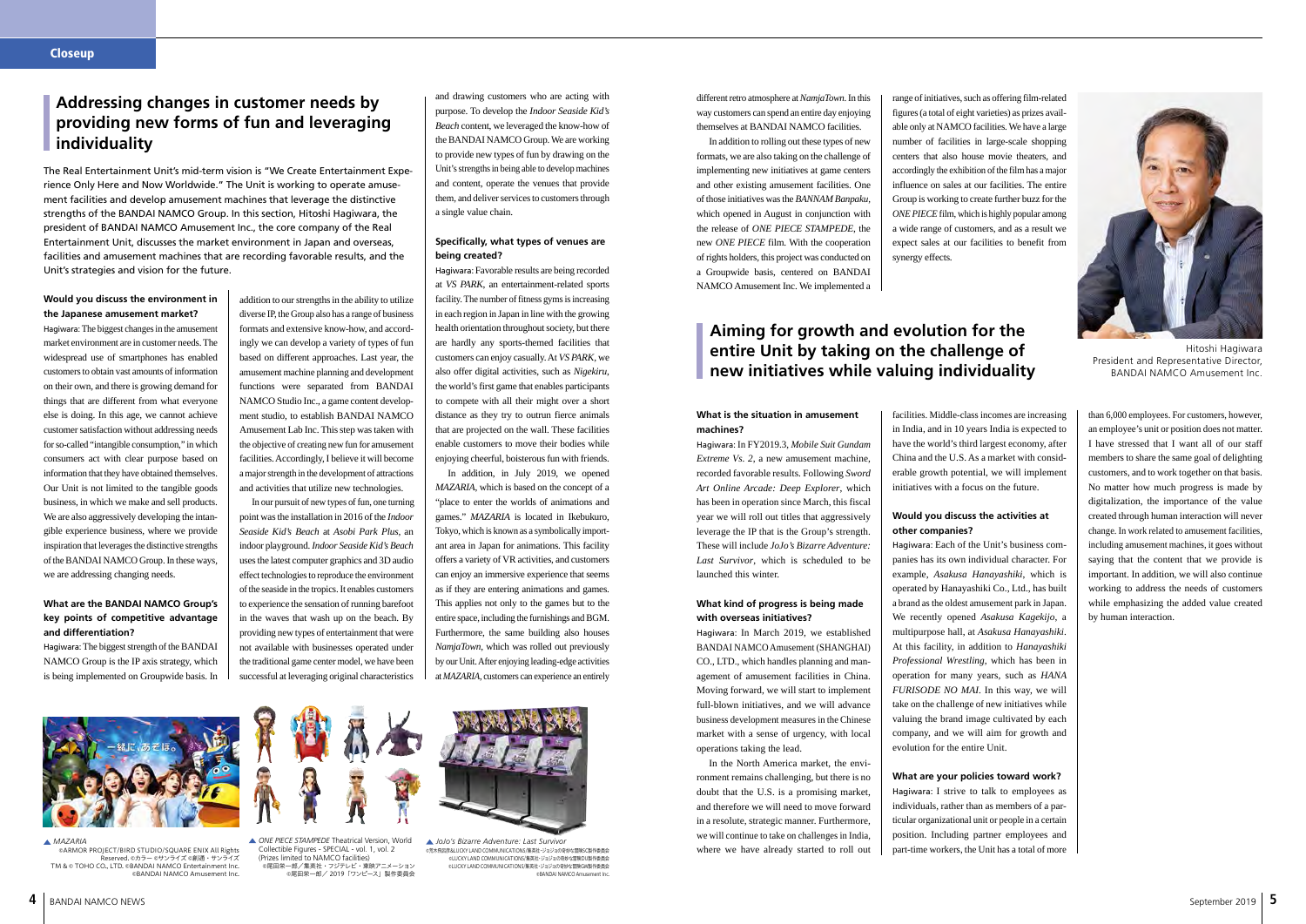Closeup

# Addressing changes in customer needs by providing new forms of fun and leveraging individuality

The Real Entertainment Unit's mid-term vision is "We Create Entertainment Experience Only Here and Now Worldwide." The Unit is working to operate amusement facilities and develop amusement machines that leverage the distinctive strengths of the BANDAI NAMCO Group. In this section, Hitoshi Hagiwara, the president of BANDAI NAMCO Amusement Inc., the core company of the Real Entertainment Unit, discusses the market environment in Japan and overseas, facilities and amusement machines that are recording favorable results, and the Unit's strategies and vision for the future.

**Would you discuss the environment in the Japanese amusement market?**

Hagiwara: The biggest changes in the amusement market environment are in customer needs. The widespread use of smartphones has enabled customers to obtain vast amounts of information on their own, and there is growing demand for things that are different from what everyone else is doing. In this age, we cannot achieve customer satisfaction without addressing needs for so-called "intangible consumption," in which consumers act with clear purpose based on information that they have obtained themselves. Our Unit is not limited to the tangible goods business, in which we make and sell products. We are also aggressively developing the intangible experience business, where we provide inspiration that leverages the distinctive strengths of the BANDAI NAMCO Group. In these ways, we are addressing changing needs.

**What are the BANDAI NAMCO Group's key points of competitive advantage and differentiation?**

Hagiwara: The biggest strength of the BANDAI NAMCO Group is the IP axis strategy, which is being implemented on Groupwide basis. In addition to our strengths in the ability to utilize diverse IP, the Group also has a range of business formats and extensive know-how, and accordingly we can develop a variety of types of fun based on different approaches. Last year, the amusement machine planning and development functions were separated from BANDAI NAMCO Studio Inc., a game content development studio, to establish BANDAI NAMCO Amusement Lab Inc. This step was taken with the objective of creating new fun for amusement facilities. Accordingly, I believe it will become a major strength in the development of attractions and activities that utilize new technologies.

In our pursuit of new types of fun, one turning point was the installation in 2016 of the *Indoor Seaside Kid's Beach* at *Asobi Park Plus*, an indoor playground. *Indoor Seaside Kid's Beach* uses the latest computer graphics and 3D audio effect technologies to reproduce the environment of the seaside in the tropics. It enables customers to experience the sensation of running barefoot in the waves that wash up on the beach. By providing new types of entertainment that were not available with businesses operated under the traditional game center model, we have been successful at leveraging original characteristics and drawing customers who are acting with purpose. To develop the *Indoor Seaside Kid's Beach* content, we leveraged the know-how of the BANDAI NAMCO Group. We are working to provide new types of fun by drawing on the Unit's strengths in being able to develop machines and content, operate the venues that provide them, and deliver services to customers through a single value chain.

**Specifically, what types of venues are being created?**

Hagiwara: Favorable results are being recorded at *VS PARK*, an entertainment-related sports facility. The number of fitness gyms is increasing in each region in Japan in line with the growing health orientation throughout society, but there are hardly any sports-themed facilities that customers can enjoy casually. At *VS PARK*, we also offer digital activities, such as *Nigekiru*, the world's first game that enables participants to compete with all their might over a short distance as they try to outrun fierce animals that are projected on the wall. These facilities enable customers to move their bodies while enjoying cheerful, boisterous fun with friends.

In addition, in July 2019, we opened *MAZARIA*, which is based on the concept of a "place to enter the worlds of animations and games." *MAZARIA* is located in Ikebukuro, Tokyo, which is known as a symbolically important area in Japan for animations. This facility offers a variety of VR activities, and customers can enjoy an immersive experience that seems as if they are entering animations and games. This applies not only to the games but to the entire space, including the furnishings and BGM. Furthermore, the same building also houses *NamjaTown*, which was rolled out previously by our Unit. After enjoying leading-edge activities at *MAZARIA*, customers can experience an entirely different retro atmosphere at *NamjaTown*. In this way customers can spend an entire day enjoying themselves at BANDAI NAMCO facilities.

In addition to rolling out these types of new formats, we are also taking on the challenge of implementing new initiatives at game centers and other existing amusement facilities. One of those initiatives was the *BANNAM Banpaku*, which opened in August in conjunction with the release of *ONE PIECE STAMPEDE*, the new *ONE PIECE* film. With the cooperation of rights holders, this project was conducted on a Groupwide basis, centered on BANDAI NAMCO Amusement Inc. We implemented a range of initiatives, such as offering film-related figures (a total of eight varieties) as prizes available only at NAMCO facilities. We have a large number of facilities in large-scale shopping centers that also house movie theaters, and accordingly the exhibition of the film has a major influence on sales at our facilities. The entire Group is working to create further buzz for the *ONE PIECE* film, which is highly popular among a wide range of customers, and as a result we expect sales at our facilities to benefit from synergy effects.

▲ *MAZARIA*
©ARMOR PROJECT/BIRD STUDIO/SQUARE ENIX All Rights Reserved. ©カラー ©サンライズ ©創通・サンライズ TM & © TOHO CO., LTD. ©BANDAI NAMCO Entertainment Inc. ©BANDAI NAMCO Amusement Inc.

▲ *ONE PIECE STAMPEDE* Theatrical Version, World Collectible Figures - SPECIAL - vol. 1, vol. 2 (Prizes limited to NAMCO facilities)
©尾田栄一郎／集英社・フジテレビ・東映アニメーション ©尾田栄一郎／2019「ワンピース」製作委員会

▲ *JoJo's Bizarre Adventure: Last Survivor*
©荒木飛呂彦&LUCKY LAND COMMUNICATIONS/集英社・ジョジョの奇妙な冒険SC製作委員会 ©LUCKY LAND COMMUNICATIONS/集英社・ジョジョの奇妙な冒険DU製作委員会 ©LUCKY LAND COMMUNICATIONS/集英社・ジョジョの奇妙な冒険GW製作委員会 ©BANDAI NAMCO Amusement Inc.

# Aiming for growth and evolution for the entire Unit by taking on the challenge of new initiatives while valuing individuality

Hitoshi Hagiwara
President and Representative Director, BANDAI NAMCO Amusement Inc.

**What is the situation in amusement machines?**

Hagiwara: In FY2019.3, *Mobile Suit Gundam Extreme Vs. 2*, a new amusement machine, recorded favorable results. Following *Sword Art Online Arcade: Deep Explorer*, which has been in operation since March, this fiscal year we will roll out titles that aggressively leverage the IP that is the Group's strength. These will include *JoJo's Bizarre Adventure: Last Survivor*, which is scheduled to be launched this winter.

**What kind of progress is being made with overseas initiatives?**

Hagiwara: In March 2019, we established BANDAI NAMCO Amusement (SHANGHAI) CO., LTD., which handles planning and management of amusement facilities in China. Moving forward, we will start to implement full-blown initiatives, and we will advance business development measures in the Chinese market with a sense of urgency, with local operations taking the lead.

In the North America market, the environment remains challenging, but there is no doubt that the U.S. is a promising market, and therefore we will need to move forward in a resolute, strategic manner. Furthermore, we will continue to take on challenges in India, where we have already started to roll out facilities. Middle-class incomes are increasing in India, and in 10 years India is expected to have the world's third largest economy, after China and the U.S. As a market with considerable growth potential, we will implement initiatives with a focus on the future.

**Would you discuss the activities at other companies?**

Hagiwara: Each of the Unit's business companies has its own individual character. For example, *Asakusa Hanayashiki*, which is operated by Hanayashiki Co., Ltd., has built a brand as the oldest amusement park in Japan. We recently opened *Asakusa Kagekijo*, a multipurpose hall, at *Asakusa Hanayashiki*. At this facility, in addition to *Hanayashiki Professional Wrestling*, which has been in operation for many years, such as *HANA FURISODE NO MAI*. In this way, we will take on the challenge of new initiatives while valuing the brand image cultivated by each company, and we will aim for growth and evolution for the entire Unit.

**What are your policies toward work?**

Hagiwara: I strive to talk to employees as individuals, rather than as members of a particular organizational unit or people in a certain position. Including partner employees and part-time workers, the Unit has a total of more than 6,000 employees. For customers, however, an employee's unit or position does not matter. I have stressed that I want all of our staff members to share the same goal of delighting customers, and to work together on that basis. No matter how much progress is made by digitalization, the importance of the value created through human interaction will never change. In work related to amusement facilities, including amusement machines, it goes without saying that the content that we provide is important. In addition, we will also continue working to address the needs of customers while emphasizing the added value created by human interaction.